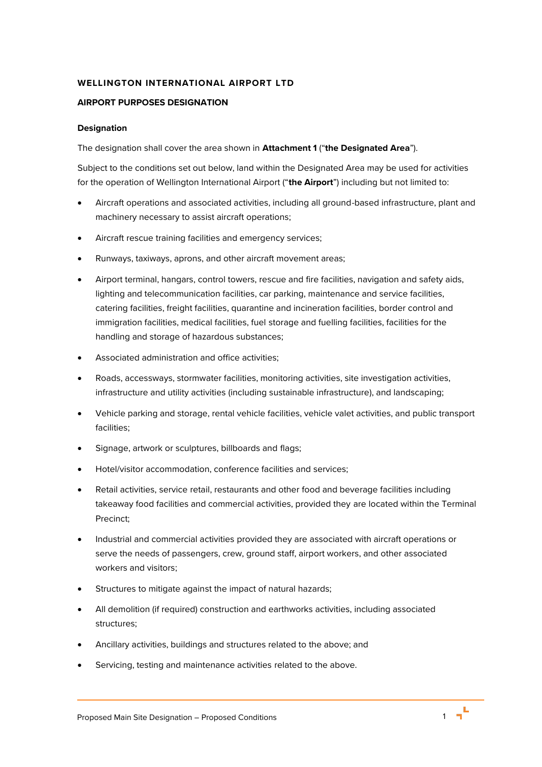**WELLINGTON INTERNATIONAL AIRPORT LTD**

**AIRPORT PURPOSES DESIGNATION**

**Designation**

The designation shall cover the area shown in **Attachment 1** ("**the Designated Area**").

Subject to the conditions set out below, land within the Designated Area may be used for activities for the operation of Wellington International Airport ("**the Airport**") including but not limited to:

- Aircraft operations and associated activities, including all ground-based infrastructure, plant and machinery necessary to assist aircraft operations;
- Aircraft rescue training facilities and emergency services;
- Runways, taxiways, aprons, and other aircraft movement areas;
- Airport terminal, hangars, control towers, rescue and fire facilities, navigation and safety aids, lighting and telecommunication facilities, car parking, maintenance and service facilities, catering facilities, freight facilities, quarantine and incineration facilities, border control and immigration facilities, medical facilities, fuel storage and fuelling facilities, facilities for the handling and storage of hazardous substances;
- Associated administration and office activities;
- Roads, accessways, stormwater facilities, monitoring activities, site investigation activities, infrastructure and utility activities (including sustainable infrastructure), and landscaping;
- Vehicle parking and storage, rental vehicle facilities, vehicle valet activities, and public transport facilities;
- Signage, artwork or sculptures, billboards and flags;
- Hotel/visitor accommodation, conference facilities and services;
- Retail activities, service retail, restaurants and other food and beverage facilities including takeaway food facilities and commercial activities, provided they are located within the Terminal Precinct;
- Industrial and commercial activities provided they are associated with aircraft operations or serve the needs of passengers, crew, ground staff, airport workers, and other associated workers and visitors;
- Structures to mitigate against the impact of natural hazards;
- All demolition (if required) construction and earthworks activities, including associated structures;
- Ancillary activities, buildings and structures related to the above; and
- Servicing, testing and maintenance activities related to the above.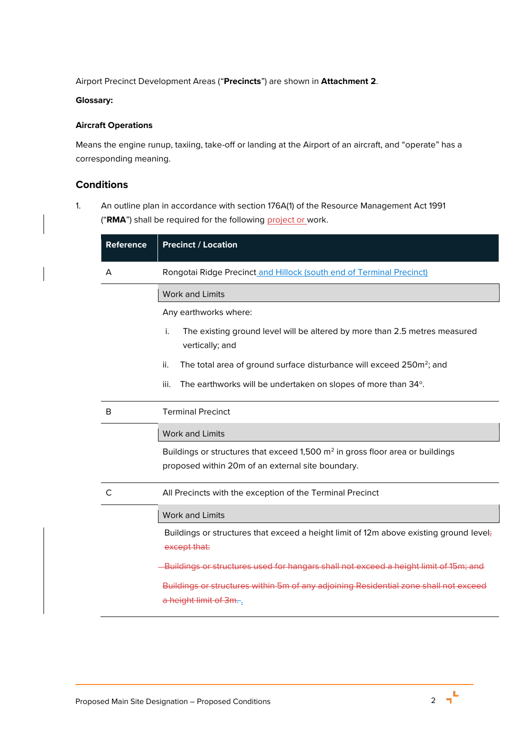Airport Precinct Development Areas ("**Precincts**") are shown in **Attachment 2**.

**Glossary:**

**Aircraft Operations**

Means the engine runup, taxiing, take-off or landing at the Airport of an aircraft, and "operate" has a corresponding meaning.

## Conditions

1. An outline plan in accordance with section 176A(1) of the Resource Management Act 1991 ("**RMA**") shall be required for the following project or work.

| Reference | Precinct / Location |
|---|---|
| A | Rongotai Ridge Precinct and Hillock (south end of Terminal Precinct) |
| | **Work and Limits** |
| | Any earthworks where:<br>i. The existing ground level will be altered by more than 2.5 metres measured vertically; and<br>ii. The total area of ground surface disturbance will exceed 250m²; and<br>iii. The earthworks will be undertaken on slopes of more than 34°. |
| B | Terminal Precinct |
| | **Work and Limits** |
| | Buildings or structures that exceed 1,500 m² in gross floor area or buildings proposed within 20m of an external site boundary. |
| C | All Precincts with the exception of the Terminal Precinct |
| | **Work and Limits** |
| | Buildings or structures that exceed a height limit of 12m above existing ground level; ~~except that:~~<br>~~Buildings or structures used for hangars shall not exceed a height limit of 15m; and~~<br>~~Buildings or structures within 5m of any adjoining Residential zone shall not exceed a height limit of 3m.~~. |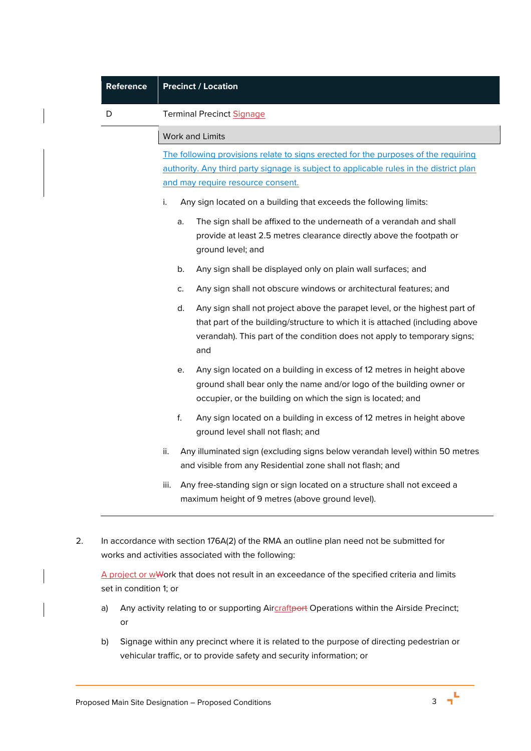| Reference | Precinct / Location |
|---|---|
| D | Terminal Precinct Signage |
| | Work and Limits |

The following provisions relate to signs erected for the purposes of the requiring authority. Any third party signage is subject to applicable rules in the district plan and may require resource consent.

i. Any sign located on a building that exceeds the following limits:

   a. The sign shall be affixed to the underneath of a verandah and shall provide at least 2.5 metres clearance directly above the footpath or ground level; and

   b. Any sign shall be displayed only on plain wall surfaces; and

   c. Any sign shall not obscure windows or architectural features; and

   d. Any sign shall not project above the parapet level, or the highest part of that part of the building/structure to which it is attached (including above verandah). This part of the condition does not apply to temporary signs; and

   e. Any sign located on a building in excess of 12 metres in height above ground shall bear only the name and/or logo of the building owner or occupier, or the building on which the sign is located; and

   f. Any sign located on a building in excess of 12 metres in height above ground level shall not flash; and

ii. Any illuminated sign (excluding signs below verandah level) within 50 metres and visible from any Residential zone shall not flash; and

iii. Any free-standing sign or sign located on a structure shall not exceed a maximum height of 9 metres (above ground level).

2. In accordance with section 176A(2) of the RMA an outline plan need not be submitted for works and activities associated with the following:

A project or ~~W~~work that does not result in an exceedance of the specified criteria and limits set in condition 1; or

a) Any activity relating to or supporting Aircraft~~port~~ Operations within the Airside Precinct; or

b) Signage within any precinct where it is related to the purpose of directing pedestrian or vehicular traffic, or to provide safety and security information; or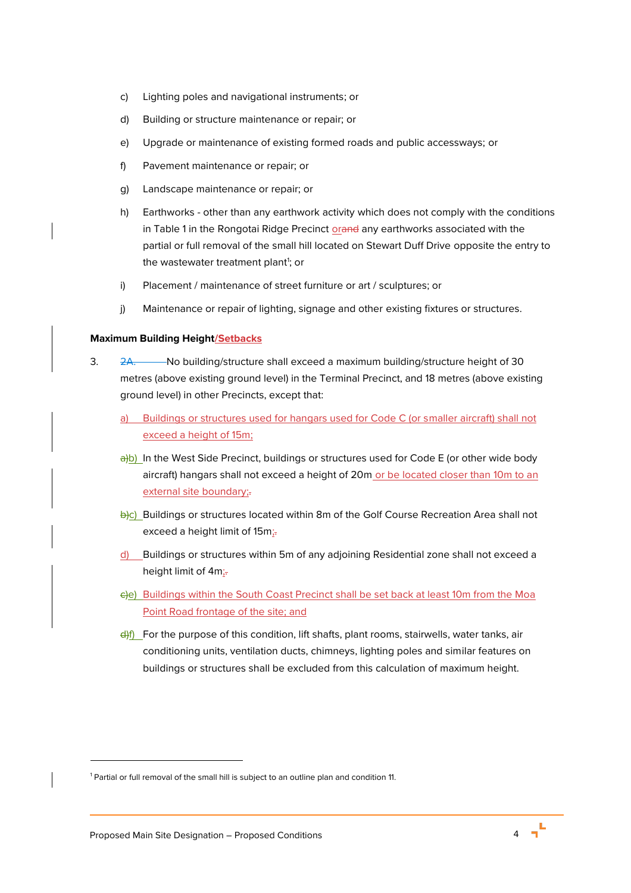c) Lighting poles and navigational instruments; or

d) Building or structure maintenance or repair; or

e) Upgrade or maintenance of existing formed roads and public accessways; or

f) Pavement maintenance or repair; or

g) Landscape maintenance or repair; or

h) Earthworks - other than any earthwork activity which does not comply with the conditions in Table 1 in the Rongotai Ridge Precinct ~~orand~~ any earthworks associated with the partial or full removal of the small hill located on Stewart Duff Drive opposite the entry to the wastewater treatment plant[1]; or

i) Placement / maintenance of street furniture or art / sculptures; or

j) Maintenance or repair of lighting, signage and other existing fixtures or structures.

**Maximum Building Height/Setbacks**

3. ~~2A.~~ No building/structure shall exceed a maximum building/structure height of 30 metres (above existing ground level) in the Terminal Precinct, and 18 metres (above existing ground level) in other Precincts, except that:

   a) Buildings or structures used for hangars used for Code C (or smaller aircraft) shall not exceed a height of 15m;

   ~~a)~~b) In the West Side Precinct, buildings or structures used for Code E (or other wide body aircraft) hangars shall not exceed a height of 20m or be located closer than 10m to an external site boundary;~~.~~

   ~~b)~~c) Buildings or structures located within 8m of the Golf Course Recreation Area shall not exceed a height limit of 15m;~~.~~

   d) Buildings or structures within 5m of any adjoining Residential zone shall not exceed a height limit of 4m;~~.~~

   ~~c)~~e) Buildings within the South Coast Precinct shall be set back at least 10m from the Moa Point Road frontage of the site; and

   ~~d)~~f) For the purpose of this condition, lift shafts, plant rooms, stairwells, water tanks, air conditioning units, ventilation ducts, chimneys, lighting poles and similar features on buildings or structures shall be excluded from this calculation of maximum height.

---

[1] Partial or full removal of the small hill is subject to an outline plan and condition 11.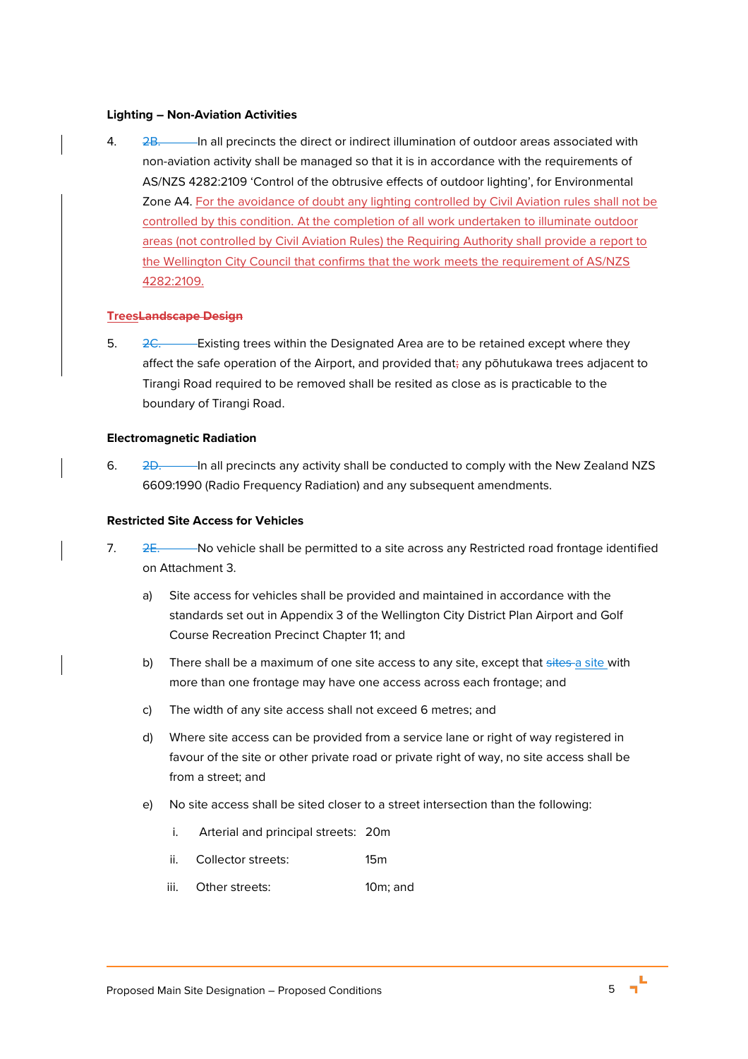**Lighting – Non-Aviation Activities**

4. ~~2B.~~ In all precincts the direct or indirect illumination of outdoor areas associated with non-aviation activity shall be managed so that it is in accordance with the requirements of AS/NZS 4282:2109 'Control of the obtrusive effects of outdoor lighting', for Environmental Zone A4. For the avoidance of doubt any lighting controlled by Civil Aviation rules shall not be controlled by this condition. At the completion of all work undertaken to illuminate outdoor areas (not controlled by Civil Aviation Rules) the Requiring Authority shall provide a report to the Wellington City Council that confirms that the work meets the requirement of AS/NZS 4282:2109.

**Trees~~Landscape Design~~**

5. ~~2C.~~ Existing trees within the Designated Area are to be retained except where they affect the safe operation of the Airport, and provided that~~;~~ any pōhutukawa trees adjacent to Tirangi Road required to be removed shall be resited as close as is practicable to the boundary of Tirangi Road.

**Electromagnetic Radiation**

6. ~~2D.~~ In all precincts any activity shall be conducted to comply with the New Zealand NZS 6609:1990 (Radio Frequency Radiation) and any subsequent amendments.

**Restricted Site Access for Vehicles**

7. ~~2E.~~ No vehicle shall be permitted to a site across any Restricted road frontage identified on Attachment 3.

   a) Site access for vehicles shall be provided and maintained in accordance with the standards set out in Appendix 3 of the Wellington City District Plan Airport and Golf Course Recreation Precinct Chapter 11; and

   b) There shall be a maximum of one site access to any site, except that ~~sites~~ a site with more than one frontage may have one access across each frontage; and

   c) The width of any site access shall not exceed 6 metres; and

   d) Where site access can be provided from a service lane or right of way registered in favour of the site or other private road or private right of way, no site access shall be from a street; and

   e) No site access shall be sited closer to a street intersection than the following:

      i. Arterial and principal streets: 20m

      ii. Collector streets: 15m

      iii. Other streets: 10m; and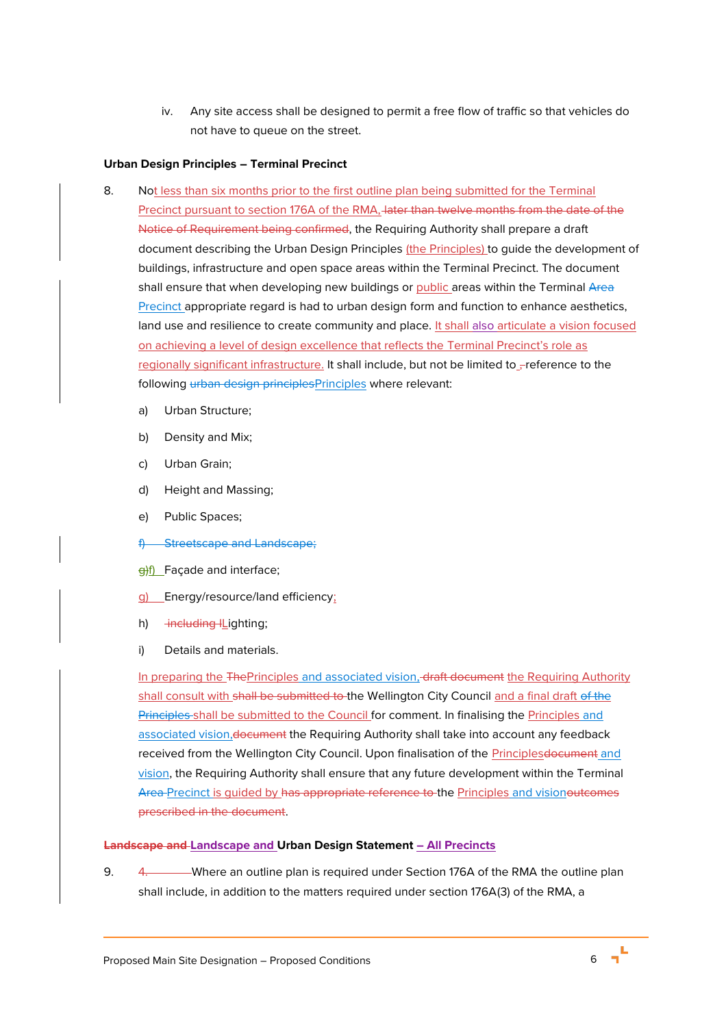iv. Any site access shall be designed to permit a free flow of traffic so that vehicles do not have to queue on the street.

**Urban Design Principles – Terminal Precinct**

8. Not less than six months prior to the first outline plan being submitted for the Terminal Precinct pursuant to section 176A of the RMA, ~~later than twelve months from the date of the Notice of Requirement being confirmed~~, the Requiring Authority shall prepare a draft document describing the Urban Design Principles (the Principles) to guide the development of buildings, infrastructure and open space areas within the Terminal Precinct. The document shall ensure that when developing new buildings or public areas within the Terminal ~~Area~~ Precinct appropriate regard is had to urban design form and function to enhance aesthetics, land use and resilience to create community and place. It shall also articulate a vision focused on achieving a level of design excellence that reflects the Terminal Precinct's role as regionally significant infrastructure. It shall include, but not be limited to ~~,~~ reference to the following ~~urban design principles~~Principles where relevant:

   a) Urban Structure;

   b) Density and Mix;

   c) Urban Grain;

   d) Height and Massing;

   e) Public Spaces;

   ~~f) Streetscape and Landscape;~~

   ~~g)~~f) Façade and interface;

   g) Energy/resource/land efficiency;

   h) ~~including l~~Lighting;

   i) Details and materials.

   In preparing the ~~The~~Principles and associated vision, ~~draft document~~ the Requiring Authority shall consult with ~~shall be submitted to~~ the Wellington City Council and a final draft ~~of the Principles~~ shall be submitted to the Council for comment. In finalising the Principles and associated vision, ~~document~~ the Requiring Authority shall take into account any feedback received from the Wellington City Council. Upon finalisation of the Principles~~document~~ and vision, the Requiring Authority shall ensure that any future development within the Terminal ~~Area~~ Precinct is guided by ~~has appropriate reference to~~ the Principles and vision~~outcomes prescribed in the document~~.

**~~Landscape and~~ Landscape and Urban Design Statement – All Precincts**

9. ~~4.~~ Where an outline plan is required under Section 176A of the RMA the outline plan shall include, in addition to the matters required under section 176A(3) of the RMA, a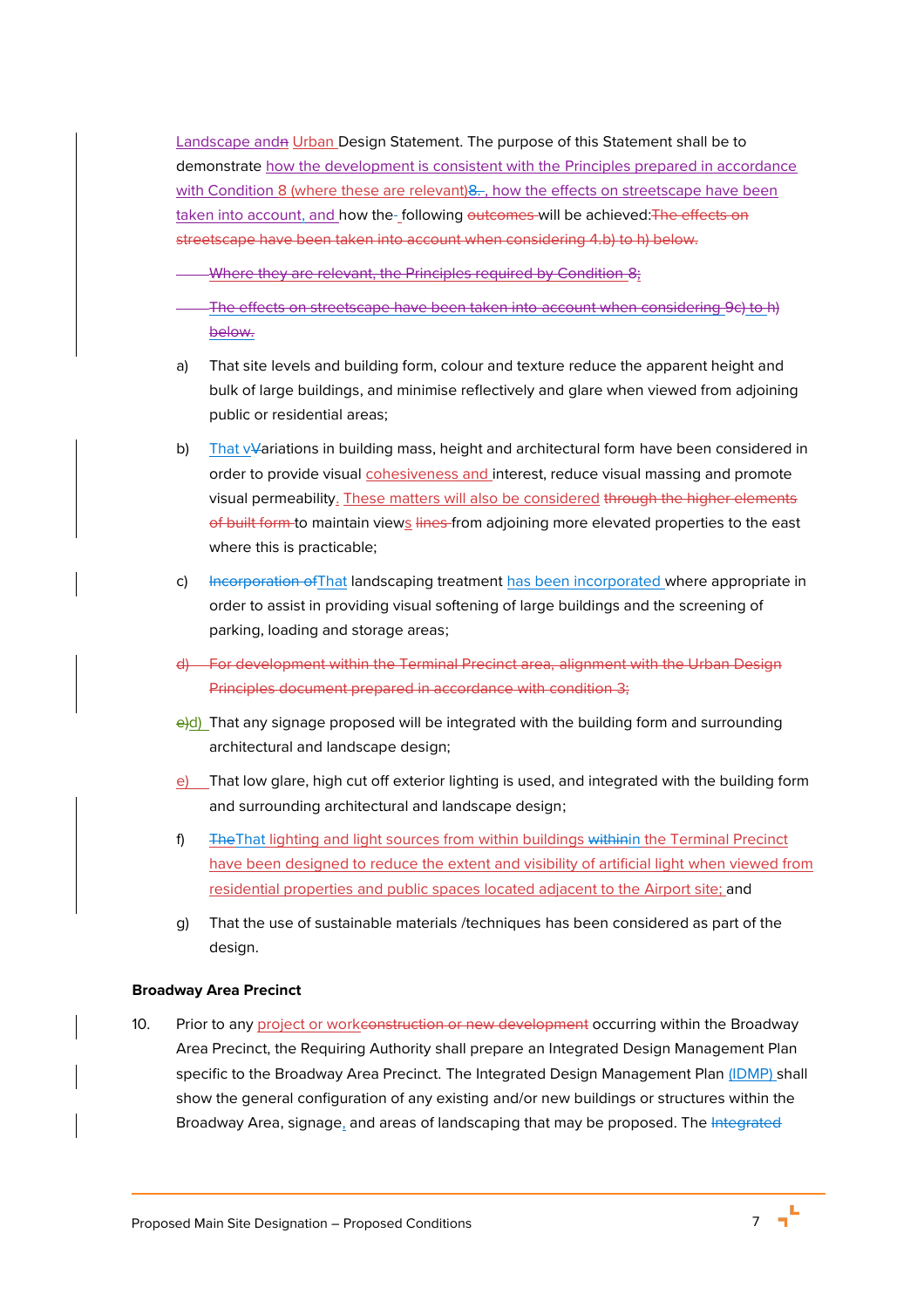Landscape andn Urban Design Statement. The purpose of this Statement shall be to demonstrate how the development is consistent with the Principles prepared in accordance with Condition 8 (where these are relevant)8., how the effects on streetscape have been taken into account, and how the following outcomes will be achieved:The effects on streetscape have been taken into account when considering 4.b) to h) below.

Where they are relevant, the Principles required by Condition 8;

The effects on streetscape have been taken into account when considering 9c) to h) below.

a) That site levels and building form, colour and texture reduce the apparent height and bulk of large buildings, and minimise reflectively and glare when viewed from adjoining public or residential areas;

b) That vVariations in building mass, height and architectural form have been considered in order to provide visual cohesiveness and interest, reduce visual massing and promote visual permeability. These matters will also be considered through the higher elements of built form to maintain views lines from adjoining more elevated properties to the east where this is practicable;

c) Incorporation ofThat landscaping treatment has been incorporated where appropriate in order to assist in providing visual softening of large buildings and the screening of parking, loading and storage areas;

d) For development within the Terminal Precinct area, alignment with the Urban Design Principles document prepared in accordance with condition 3;

e)d) That any signage proposed will be integrated with the building form and surrounding architectural and landscape design;

e) That low glare, high cut off exterior lighting is used, and integrated with the building form and surrounding architectural and landscape design;

f) TheThat lighting and light sources from within buildings withinin the Terminal Precinct have been designed to reduce the extent and visibility of artificial light when viewed from residential properties and public spaces located adjacent to the Airport site; and

g) That the use of sustainable materials /techniques has been considered as part of the design.

**Broadway Area Precinct**

10. Prior to any project or workconstruction or new development occurring within the Broadway Area Precinct, the Requiring Authority shall prepare an Integrated Design Management Plan specific to the Broadway Area Precinct. The Integrated Design Management Plan (IDMP) shall show the general configuration of any existing and/or new buildings or structures within the Broadway Area, signage, and areas of landscaping that may be proposed. The Integrated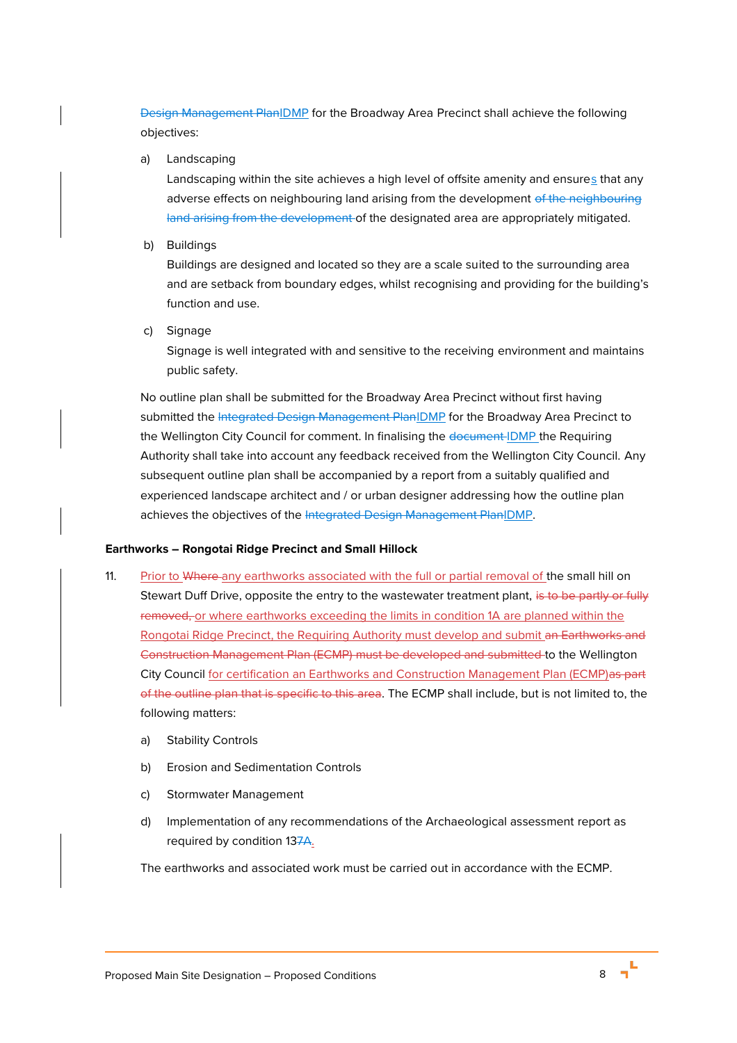~~Design Management Plan~~IDMP for the Broadway Area Precinct shall achieve the following objectives:

a) Landscaping
Landscaping within the site achieves a high level of offsite amenity and ensures that any adverse effects on neighbouring land arising from the development ~~of the neighbouring land arising from the development~~ of the designated area are appropriately mitigated.

b) Buildings
Buildings are designed and located so they are a scale suited to the surrounding area and are setback from boundary edges, whilst recognising and providing for the building's function and use.

c) Signage
Signage is well integrated with and sensitive to the receiving environment and maintains public safety.

No outline plan shall be submitted for the Broadway Area Precinct without first having submitted the ~~Integrated Design Management Plan~~IDMP for the Broadway Area Precinct to the Wellington City Council for comment. In finalising the ~~document~~ IDMP the Requiring Authority shall take into account any feedback received from the Wellington City Council. Any subsequent outline plan shall be accompanied by a report from a suitably qualified and experienced landscape architect and / or urban designer addressing how the outline plan achieves the objectives of the ~~Integrated Design Management Plan~~IDMP.

**Earthworks – Rongotai Ridge Precinct and Small Hillock**

11. Prior to ~~Where~~ any earthworks associated with the full or partial removal of the small hill on Stewart Duff Drive, opposite the entry to the wastewater treatment plant, ~~is to be partly or fully removed,~~ or where earthworks exceeding the limits in condition 1A are planned within the Rongotai Ridge Precinct, the Requiring Authority must develop and submit ~~an Earthworks and Construction Management Plan (ECMP) must be developed and submitted~~ to the Wellington City Council for certification an Earthworks and Construction Management Plan (ECMP)~~as part of the outline plan that is specific to this area~~. The ECMP shall include, but is not limited to, the following matters:

    a) Stability Controls

    b) Erosion and Sedimentation Controls

    c) Stormwater Management

    d) Implementation of any recommendations of the Archaeological assessment report as required by condition 13~~7~~A.

    The earthworks and associated work must be carried out in accordance with the ECMP.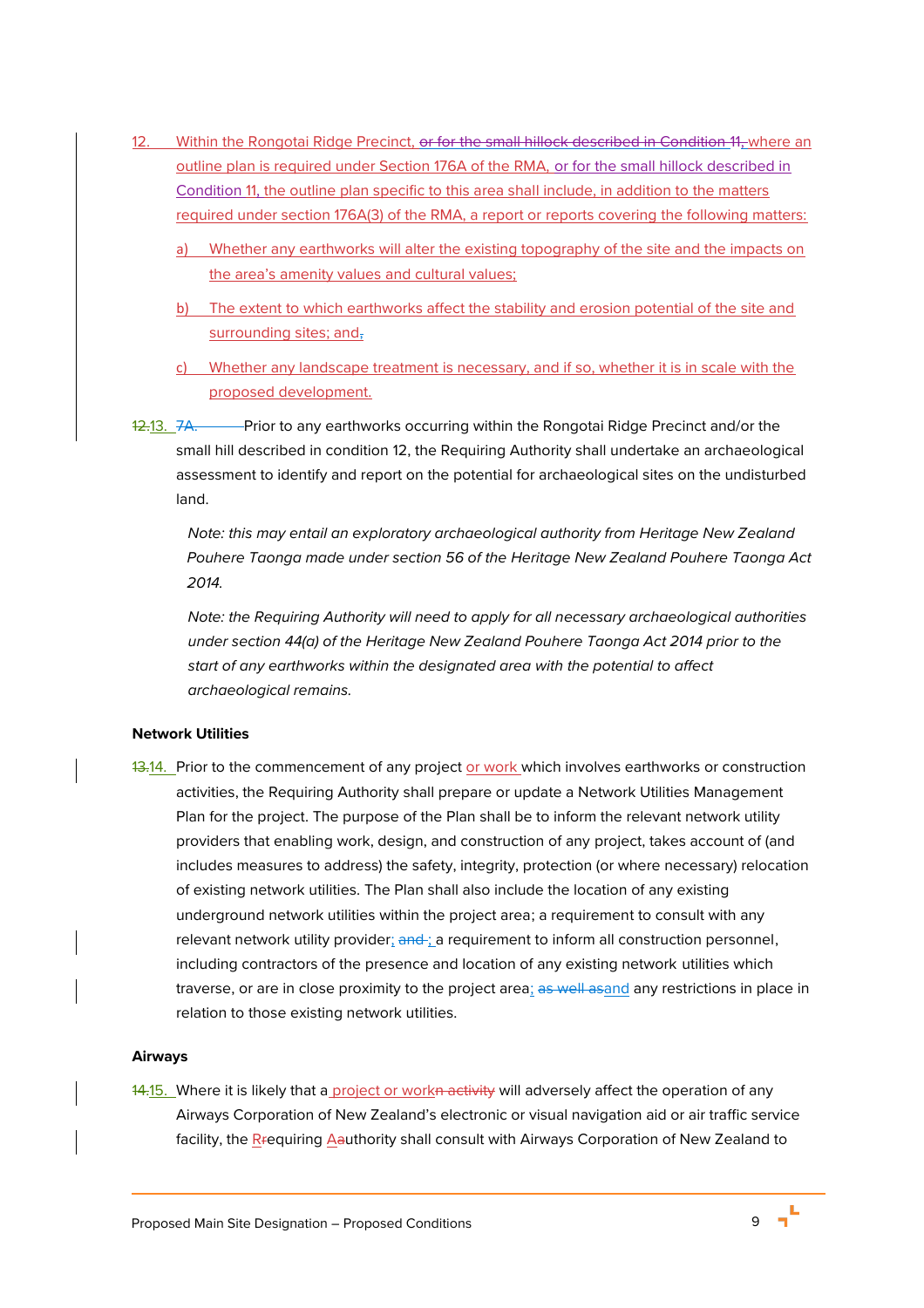12. Within the Rongotai Ridge Precinct, ~~or for the small hillock described in Condition 11,~~ where an outline plan is required under Section 176A of the RMA, or for the small hillock described in Condition 11, the outline plan specific to this area shall include, in addition to the matters required under section 176A(3) of the RMA, a report or reports covering the following matters:

    a) Whether any earthworks will alter the existing topography of the site and the impacts on the area's amenity values and cultural values;

    b) The extent to which earthworks affect the stability and erosion potential of the site and surrounding sites; and~~,~~

    c) Whether any landscape treatment is necessary, and if so, whether it is in scale with the proposed development.

~~12.~~13. ~~7A.~~ Prior to any earthworks occurring within the Rongotai Ridge Precinct and/or the small hill described in condition 12, the Requiring Authority shall undertake an archaeological assessment to identify and report on the potential for archaeological sites on the undisturbed land.

*Note: this may entail an exploratory archaeological authority from Heritage New Zealand Pouhere Taonga made under section 56 of the Heritage New Zealand Pouhere Taonga Act 2014.*

*Note: the Requiring Authority will need to apply for all necessary archaeological authorities under section 44(a) of the Heritage New Zealand Pouhere Taonga Act 2014 prior to the start of any earthworks within the designated area with the potential to affect archaeological remains.*

**Network Utilities**

~~13.~~14. Prior to the commencement of any project or work which involves earthworks or construction activities, the Requiring Authority shall prepare or update a Network Utilities Management Plan for the project. The purpose of the Plan shall be to inform the relevant network utility providers that enabling work, design, and construction of any project, takes account of (and includes measures to address) the safety, integrity, protection (or where necessary) relocation of existing network utilities. The Plan shall also include the location of any existing underground network utilities within the project area; a requirement to consult with any relevant network utility provider; ~~and~~ ; a requirement to inform all construction personnel, including contractors of the presence and location of any existing network utilities which traverse, or are in close proximity to the project area; ~~as well as~~and any restrictions in place in relation to those existing network utilities.

**Airways**

~~14.~~15. Where it is likely that a project or work~~n activity~~ will adversely affect the operation of any Airways Corporation of New Zealand's electronic or visual navigation aid or air traffic service facility, the R~~r~~equiring A~~a~~uthority shall consult with Airways Corporation of New Zealand to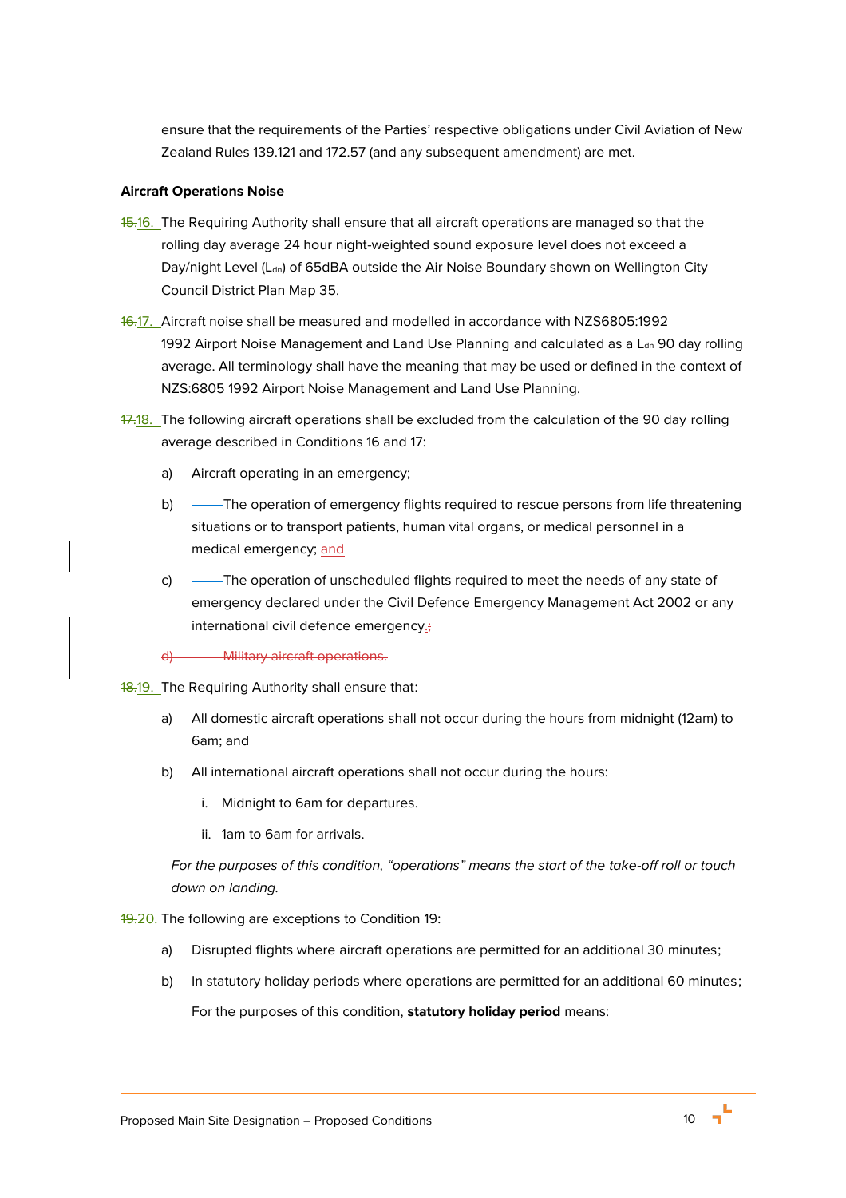ensure that the requirements of the Parties' respective obligations under Civil Aviation of New Zealand Rules 139.121 and 172.57 (and any subsequent amendment) are met.

**Aircraft Operations Noise**

~~15.~~16. The Requiring Authority shall ensure that all aircraft operations are managed so that the rolling day average 24 hour night-weighted sound exposure level does not exceed a Day/night Level ($L_{dn}$) of 65dBA outside the Air Noise Boundary shown on Wellington City Council District Plan Map 35.

~~16.~~17. Aircraft noise shall be measured and modelled in accordance with NZS6805:1992 1992 Airport Noise Management and Land Use Planning and calculated as a $L_{dn}$ 90 day rolling average. All terminology shall have the meaning that may be used or defined in the context of NZS:6805 1992 Airport Noise Management and Land Use Planning.

~~17.~~18. The following aircraft operations shall be excluded from the calculation of the 90 day rolling average described in Conditions 16 and 17:

a) Aircraft operating in an emergency;

b) The operation of emergency flights required to rescue persons from life threatening situations or to transport patients, human vital organs, or medical personnel in a medical emergency; and

c) The operation of unscheduled flights required to meet the needs of any state of emergency declared under the Civil Defence Emergency Management Act 2002 or any international civil defence emergency.~~;~~

~~d) Military aircraft operations.~~

~~18.~~19. The Requiring Authority shall ensure that:

a) All domestic aircraft operations shall not occur during the hours from midnight (12am) to 6am; and

b) All international aircraft operations shall not occur during the hours:

   i. Midnight to 6am for departures.

   ii. 1am to 6am for arrivals.

*For the purposes of this condition, "operations" means the start of the take-off roll or touch down on landing.*

~~19.~~20. The following are exceptions to Condition 19:

a) Disrupted flights where aircraft operations are permitted for an additional 30 minutes;

b) In statutory holiday periods where operations are permitted for an additional 60 minutes;

For the purposes of this condition, **statutory holiday period** means: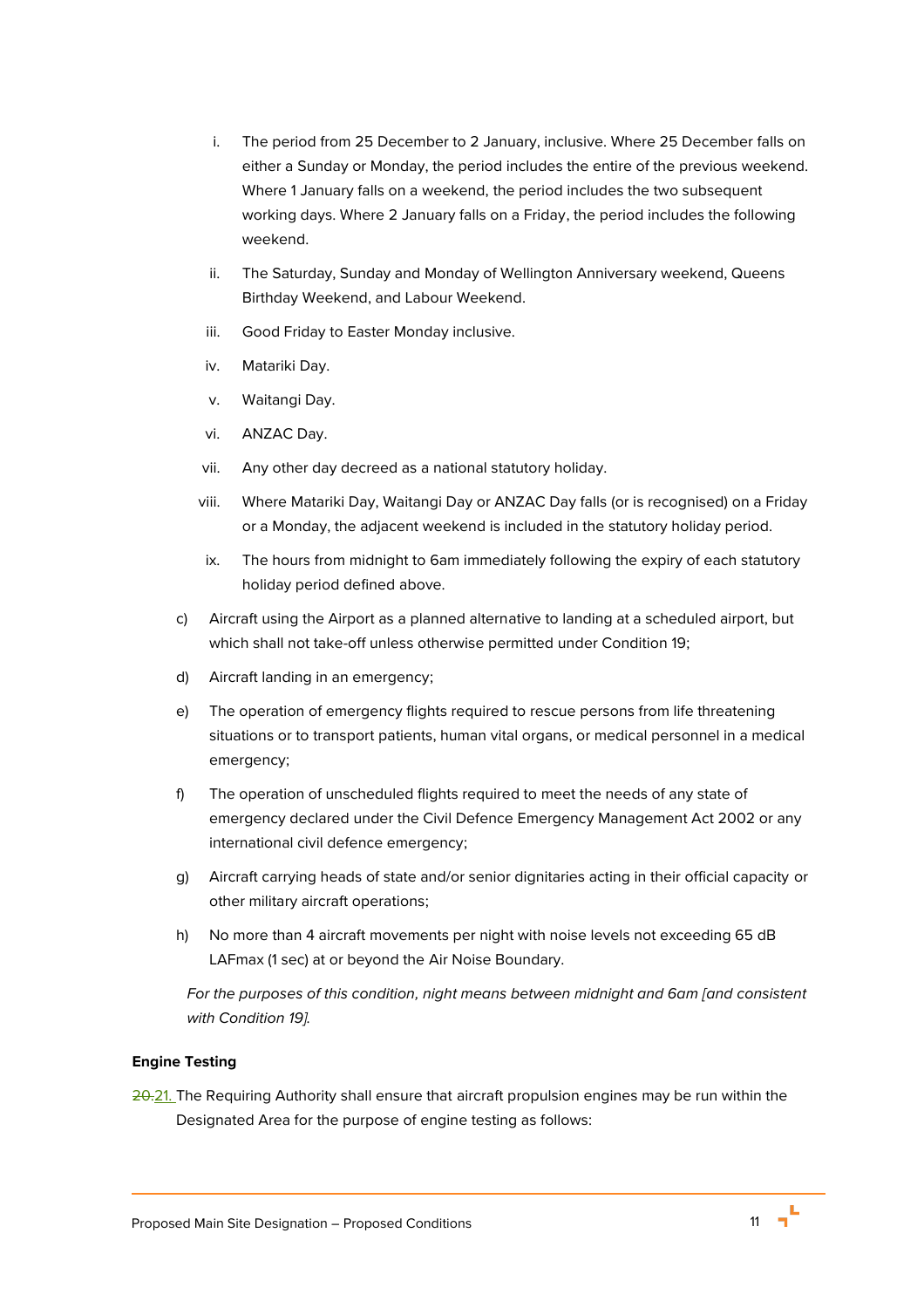i. The period from 25 December to 2 January, inclusive. Where 25 December falls on either a Sunday or Monday, the period includes the entire of the previous weekend. Where 1 January falls on a weekend, the period includes the two subsequent working days. Where 2 January falls on a Friday, the period includes the following weekend.

ii. The Saturday, Sunday and Monday of Wellington Anniversary weekend, Queens Birthday Weekend, and Labour Weekend.

iii. Good Friday to Easter Monday inclusive.

iv. Matariki Day.

v. Waitangi Day.

vi. ANZAC Day.

vii. Any other day decreed as a national statutory holiday.

viii. Where Matariki Day, Waitangi Day or ANZAC Day falls (or is recognised) on a Friday or a Monday, the adjacent weekend is included in the statutory holiday period.

ix. The hours from midnight to 6am immediately following the expiry of each statutory holiday period defined above.

c) Aircraft using the Airport as a planned alternative to landing at a scheduled airport, but which shall not take-off unless otherwise permitted under Condition 19;

d) Aircraft landing in an emergency;

e) The operation of emergency flights required to rescue persons from life threatening situations or to transport patients, human vital organs, or medical personnel in a medical emergency;

f) The operation of unscheduled flights required to meet the needs of any state of emergency declared under the Civil Defence Emergency Management Act 2002 or any international civil defence emergency;

g) Aircraft carrying heads of state and/or senior dignitaries acting in their official capacity or other military aircraft operations;

h) No more than 4 aircraft movements per night with noise levels not exceeding 65 dB LAFmax (1 sec) at or beyond the Air Noise Boundary.

*For the purposes of this condition, night means between midnight and 6am [and consistent with Condition 19].*

**Engine Testing**

~~20.~~21. The Requiring Authority shall ensure that aircraft propulsion engines may be run within the Designated Area for the purpose of engine testing as follows: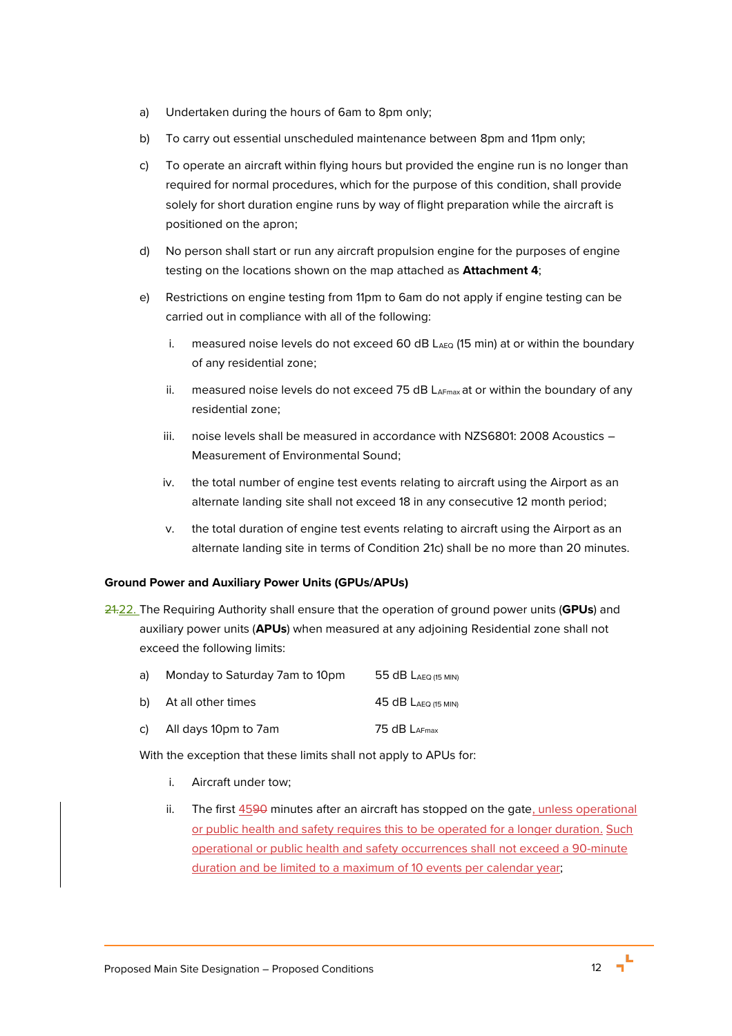a) Undertaken during the hours of 6am to 8pm only;

b) To carry out essential unscheduled maintenance between 8pm and 11pm only;

c) To operate an aircraft within flying hours but provided the engine run is no longer than required for normal procedures, which for the purpose of this condition, shall provide solely for short duration engine runs by way of flight preparation while the aircraft is positioned on the apron;

d) No person shall start or run any aircraft propulsion engine for the purposes of engine testing on the locations shown on the map attached as **Attachment 4**;

e) Restrictions on engine testing from 11pm to 6am do not apply if engine testing can be carried out in compliance with all of the following:

   i. measured noise levels do not exceed 60 dB $L_{AEQ}$ (15 min) at or within the boundary of any residential zone;

   ii. measured noise levels do not exceed 75 dB $L_{AFmax}$ at or within the boundary of any residential zone;

   iii. noise levels shall be measured in accordance with NZS6801: 2008 Acoustics – Measurement of Environmental Sound;

   iv. the total number of engine test events relating to aircraft using the Airport as an alternate landing site shall not exceed 18 in any consecutive 12 month period;

   v. the total duration of engine test events relating to aircraft using the Airport as an alternate landing site in terms of Condition 21c) shall be no more than 20 minutes.

**Ground Power and Auxiliary Power Units (GPUs/APUs)**

~~21.~~22. The Requiring Authority shall ensure that the operation of ground power units (**GPUs**) and auxiliary power units (**APUs**) when measured at any adjoining Residential zone shall not exceed the following limits:

| | | |
|---|---|---|
| a) | Monday to Saturday 7am to 10pm | 55 dB $L_{AEQ\ (15\ MIN)}$ |
| b) | At all other times | 45 dB $L_{AEQ\ (15\ MIN)}$ |
| c) | All days 10pm to 7am | 75 dB $L_{AFmax}$ |

With the exception that these limits shall not apply to APUs for:

   i. Aircraft under tow;

   ii. The first 45~~90~~ minutes after an aircraft has stopped on the gate, unless operational or public health and safety requires this to be operated for a longer duration. Such operational or public health and safety occurrences shall not exceed a 90-minute duration and be limited to a maximum of 10 events per calendar year;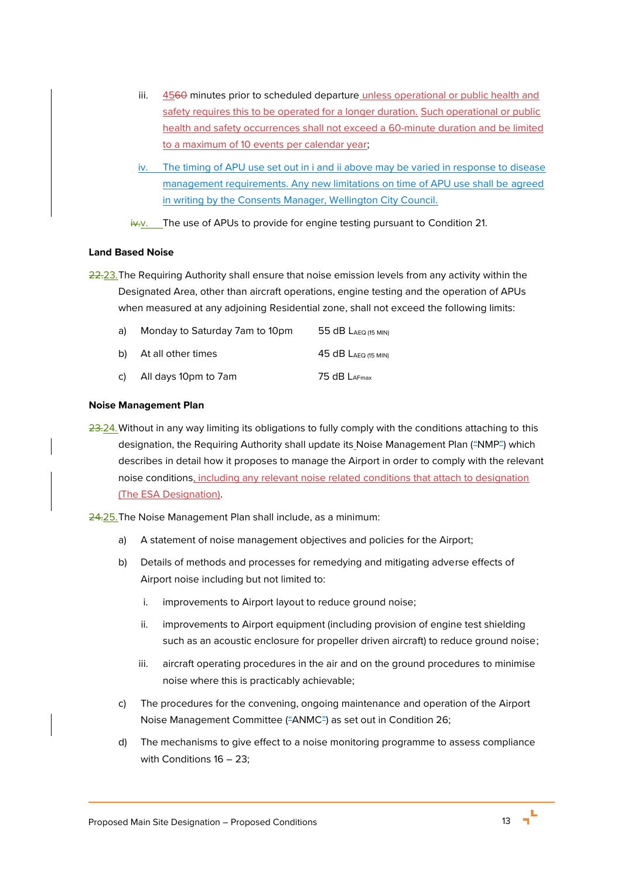iii. 4560 minutes prior to scheduled departure unless operational or public health and safety requires this to be operated for a longer duration. Such operational or public health and safety occurrences shall not exceed a 60-minute duration and be limited to a maximum of 10 events per calendar year;

iv. The timing of APU use set out in i and ii above may be varied in response to disease management requirements. Any new limitations on time of APU use shall be agreed in writing by the Consents Manager, Wellington City Council.

iv.v. The use of APUs to provide for engine testing pursuant to Condition 21.

**Land Based Noise**

22.23. The Requiring Authority shall ensure that noise emission levels from any activity within the Designated Area, other than aircraft operations, engine testing and the operation of APUs when measured at any adjoining Residential zone, shall not exceed the following limits:

| | | |
|---|---|---|
| a) | Monday to Saturday 7am to 10pm | 55 dB $L_{AEQ\ (15\ MIN)}$ |
| b) | At all other times | 45 dB $L_{AEQ\ (15\ MIN)}$ |
| c) | All days 10pm to 7am | 75 dB $L_{AFmax}$ |

**Noise Management Plan**

23.24. Without in any way limiting its obligations to fully comply with the conditions attaching to this designation, the Requiring Authority shall update its Noise Management Plan ("NMP") which describes in detail how it proposes to manage the Airport in order to comply with the relevant noise conditions, including any relevant noise related conditions that attach to designation (The ESA Designation).

24.25. The Noise Management Plan shall include, as a minimum:

a) A statement of noise management objectives and policies for the Airport;

b) Details of methods and processes for remedying and mitigating adverse effects of Airport noise including but not limited to:

   i. improvements to Airport layout to reduce ground noise;

   ii. improvements to Airport equipment (including provision of engine test shielding such as an acoustic enclosure for propeller driven aircraft) to reduce ground noise;

   iii. aircraft operating procedures in the air and on the ground procedures to minimise noise where this is practicably achievable;

c) The procedures for the convening, ongoing maintenance and operation of the Airport Noise Management Committee ("ANMC") as set out in Condition 26;

d) The mechanisms to give effect to a noise monitoring programme to assess compliance with Conditions 16 – 23;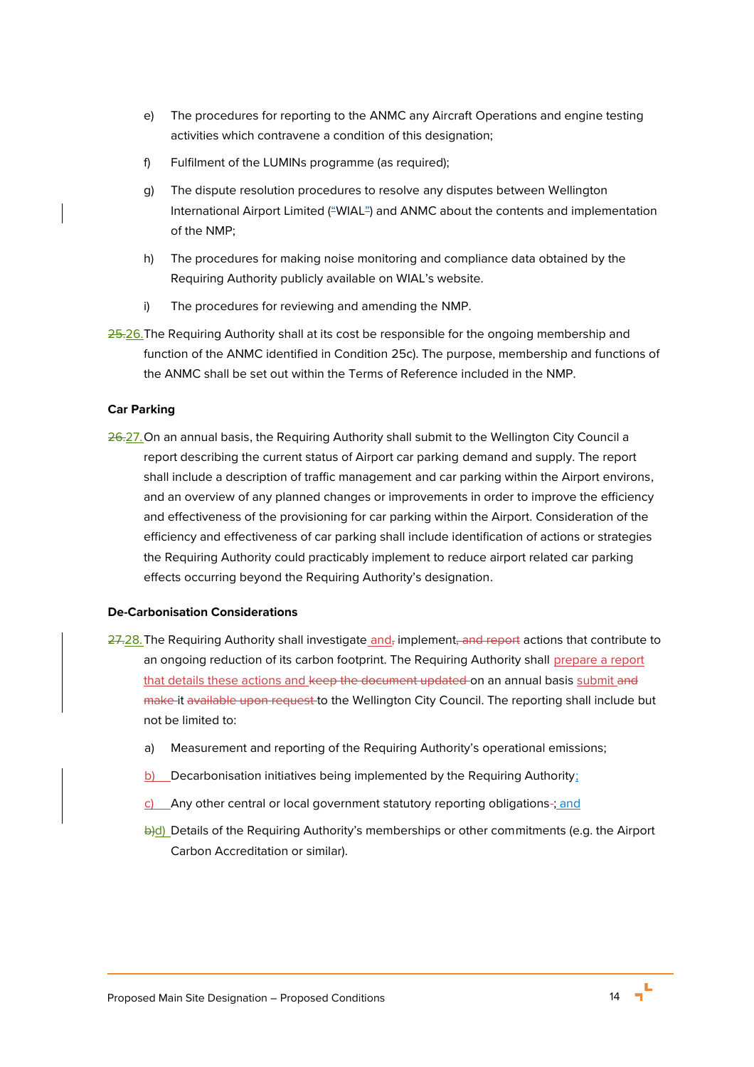e) The procedures for reporting to the ANMC any Aircraft Operations and engine testing activities which contravene a condition of this designation;

f) Fulfilment of the LUMINs programme (as required);

g) The dispute resolution procedures to resolve any disputes between Wellington International Airport Limited ("WIAL") and ANMC about the contents and implementation of the NMP;

h) The procedures for making noise monitoring and compliance data obtained by the Requiring Authority publicly available on WIAL's website.

i) The procedures for reviewing and amending the NMP.

~~25.~~26. The Requiring Authority shall at its cost be responsible for the ongoing membership and function of the ANMC identified in Condition 25c). The purpose, membership and functions of the ANMC shall be set out within the Terms of Reference included in the NMP.

**Car Parking**

~~26.~~27. On an annual basis, the Requiring Authority shall submit to the Wellington City Council a report describing the current status of Airport car parking demand and supply. The report shall include a description of traffic management and car parking within the Airport environs, and an overview of any planned changes or improvements in order to improve the efficiency and effectiveness of the provisioning for car parking within the Airport. Consideration of the efficiency and effectiveness of car parking shall include identification of actions or strategies the Requiring Authority could practicably implement to reduce airport related car parking effects occurring beyond the Requiring Authority's designation.

**De-Carbonisation Considerations**

~~27.~~28. The Requiring Authority shall investigate and~~,~~ implement~~, and report~~ actions that contribute to an ongoing reduction of its carbon footprint. The Requiring Authority shall prepare a report that details these actions and ~~keep the document updated~~ on an annual basis submit ~~and make~~ it ~~available upon request~~ to the Wellington City Council. The reporting shall include but not be limited to:

a) Measurement and reporting of the Requiring Authority's operational emissions;

b) Decarbonisation initiatives being implemented by the Requiring Authority;

c) Any other central or local government statutory reporting obligations~~.~~; and

~~b)~~d) Details of the Requiring Authority's memberships or other commitments (e.g. the Airport Carbon Accreditation or similar).